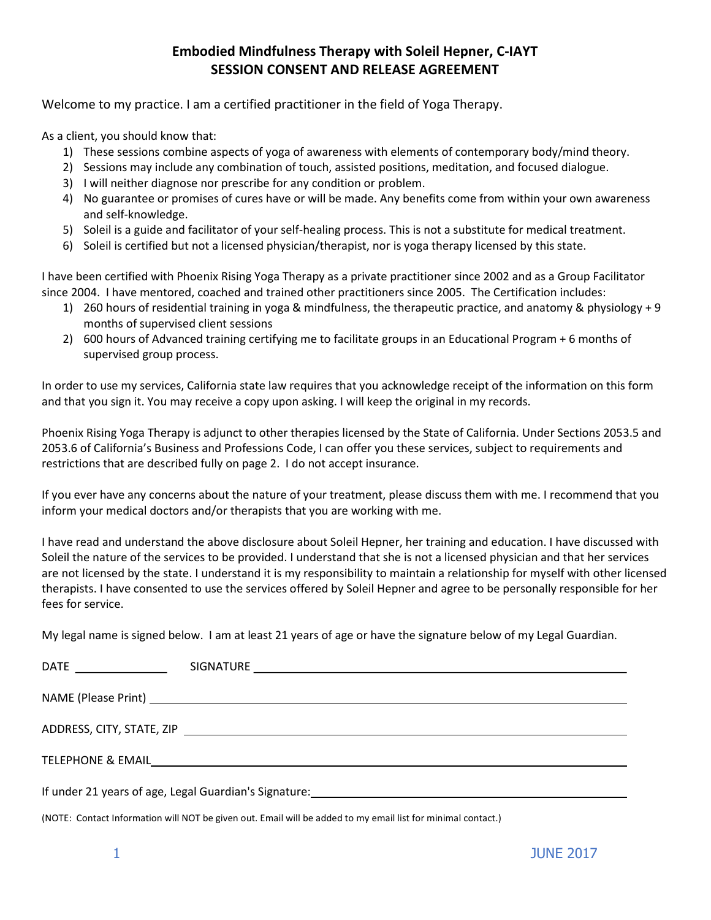# Embodied Mindfulness Therapy with Soleil Hepner, C-IAYT
## SESSION CONSENT AND RELEASE AGREEMENT

Welcome to my practice. I am a certified practitioner in the field of Yoga Therapy.

As a client, you should know that:

1) These sessions combine aspects of yoga of awareness with elements of contemporary body/mind theory.
2) Sessions may include any combination of touch, assisted positions, meditation, and focused dialogue.
3) I will neither diagnose nor prescribe for any condition or problem.
4) No guarantee or promises of cures have or will be made. Any benefits come from within your own awareness and self-knowledge.
5) Soleil is a guide and facilitator of your self-healing process. This is not a substitute for medical treatment.
6) Soleil is certified but not a licensed physician/therapist, nor is yoga therapy licensed by this state.

I have been certified with Phoenix Rising Yoga Therapy as a private practitioner since 2002 and as a Group Facilitator since 2004. I have mentored, coached and trained other practitioners since 2005. The Certification includes:

1) 260 hours of residential training in yoga & mindfulness, the therapeutic practice, and anatomy & physiology + 9 months of supervised client sessions
2) 600 hours of Advanced training certifying me to facilitate groups in an Educational Program + 6 months of supervised group process.

In order to use my services, California state law requires that you acknowledge receipt of the information on this form and that you sign it. You may receive a copy upon asking. I will keep the original in my records.

Phoenix Rising Yoga Therapy is adjunct to other therapies licensed by the State of California. Under Sections 2053.5 and 2053.6 of California's Business and Professions Code, I can offer you these services, subject to requirements and restrictions that are described fully on page 2. I do not accept insurance.

If you ever have any concerns about the nature of your treatment, please discuss them with me. I recommend that you inform your medical doctors and/or therapists that you are working with me.

I have read and understand the above disclosure about Soleil Hepner, her training and education. I have discussed with Soleil the nature of the services to be provided. I understand that she is not a licensed physician and that her services are not licensed by the state. I understand it is my responsibility to maintain a relationship for myself with other licensed therapists. I have consented to use the services offered by Soleil Hepner and agree to be personally responsible for her fees for service.

My legal name is signed below. I am at least 21 years of age or have the signature below of my Legal Guardian.

DATE ______________ SIGNATURE ____________________________________________

NAME (Please Print) ____________________________________________

ADDRESS, CITY, STATE, ZIP ____________________________________________

TELEPHONE & EMAIL ____________________________________________

If under 21 years of age, Legal Guardian's Signature: ____________________________________________

(NOTE: Contact Information will NOT be given out. Email will be added to my email list for minimal contact.)

JUNE 2017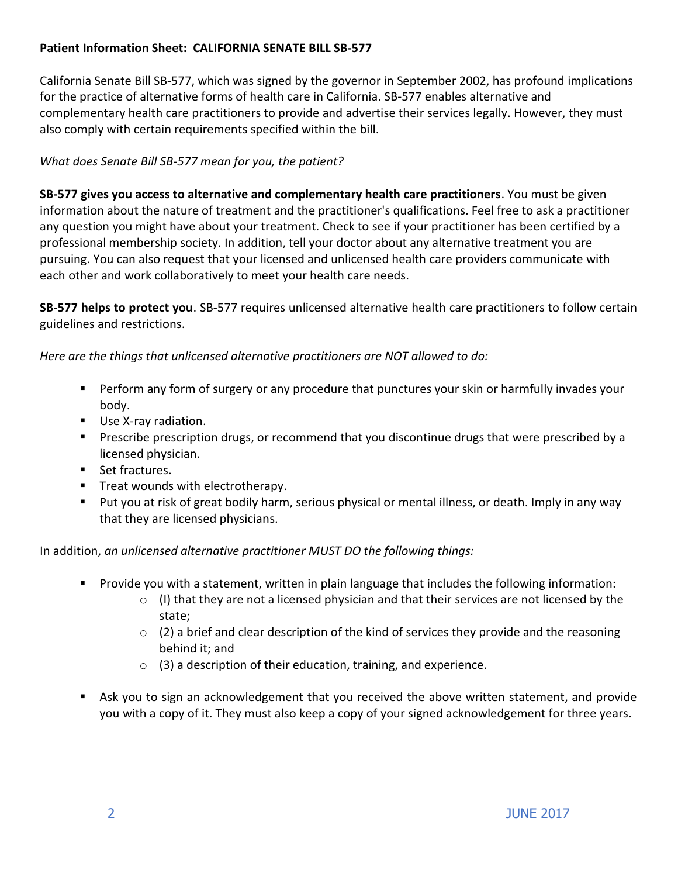**Patient Information Sheet: CALIFORNIA SENATE BILL SB-577**

California Senate Bill SB-577, which was signed by the governor in September 2002, has profound implications for the practice of alternative forms of health care in California. SB-577 enables alternative and complementary health care practitioners to provide and advertise their services legally. However, they must also comply with certain requirements specified within the bill.

*What does Senate Bill SB-577 mean for you, the patient?*

**SB-577 gives you access to alternative and complementary health care practitioners**. You must be given information about the nature of treatment and the practitioner's qualifications. Feel free to ask a practitioner any question you might have about your treatment. Check to see if your practitioner has been certified by a professional membership society. In addition, tell your doctor about any alternative treatment you are pursuing. You can also request that your licensed and unlicensed health care providers communicate with each other and work collaboratively to meet your health care needs.

**SB-577 helps to protect you**. SB-577 requires unlicensed alternative health care practitioners to follow certain guidelines and restrictions.

*Here are the things that unlicensed alternative practitioners are NOT allowed to do:*

- Perform any form of surgery or any procedure that punctures your skin or harmfully invades your body.
- Use X-ray radiation.
- Prescribe prescription drugs, or recommend that you discontinue drugs that were prescribed by a licensed physician.
- Set fractures.
- Treat wounds with electrotherapy.
- Put you at risk of great bodily harm, serious physical or mental illness, or death. Imply in any way that they are licensed physicians.

In addition, *an unlicensed alternative practitioner MUST DO the following things:*

- Provide you with a statement, written in plain language that includes the following information:
  - (I) that they are not a licensed physician and that their services are not licensed by the state;
  - (2) a brief and clear description of the kind of services they provide and the reasoning behind it; and
  - (3) a description of their education, training, and experience.

- Ask you to sign an acknowledgement that you received the above written statement, and provide you with a copy of it. They must also keep a copy of your signed acknowledgement for three years.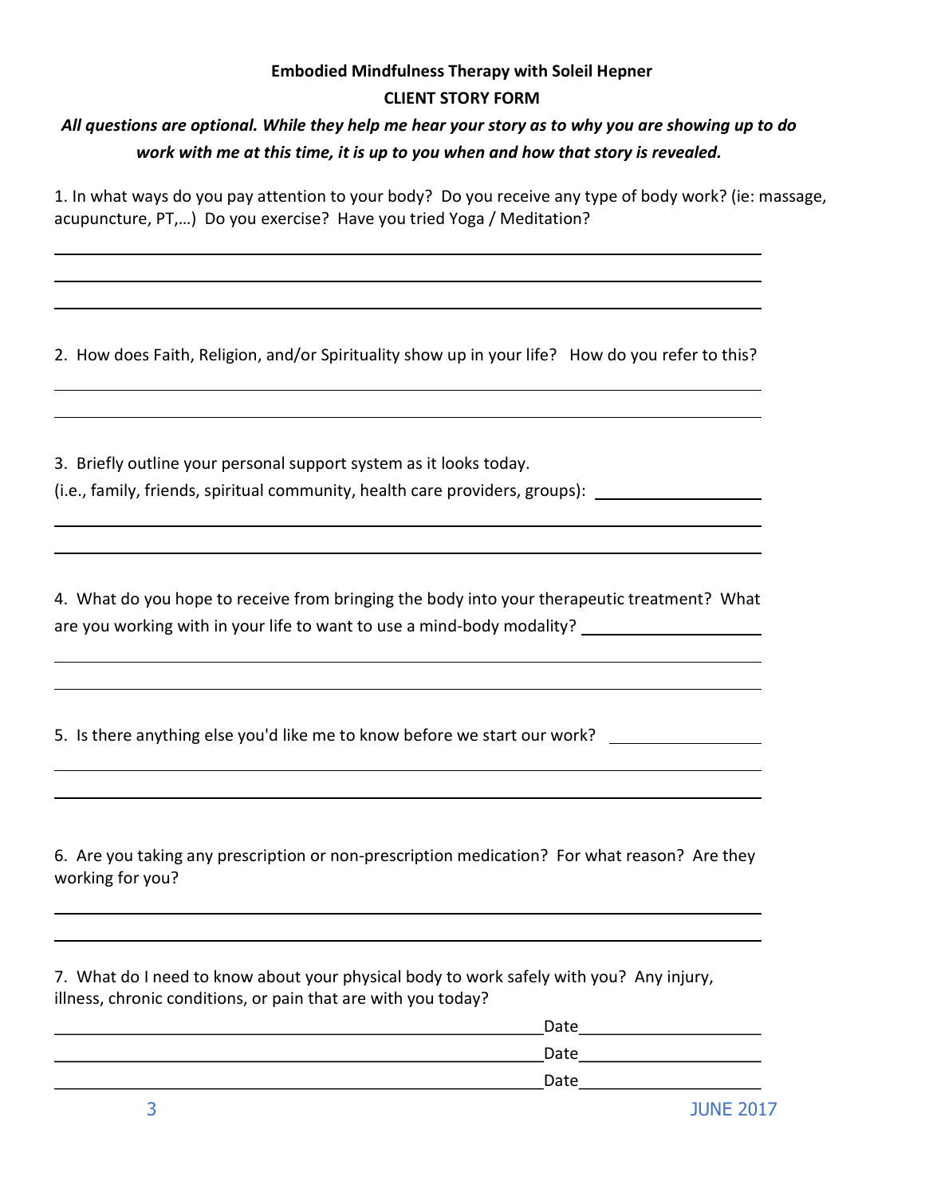**Embodied Mindfulness Therapy with Soleil Hepner**

**CLIENT STORY FORM**

***All questions are optional. While they help me hear your story as to why you are showing up to do work with me at this time, it is up to you when and how that story is revealed.***

1. In what ways do you pay attention to your body? Do you receive any type of body work? (ie: massage, acupuncture, PT,…) Do you exercise? Have you tried Yoga / Meditation?

______________________________________________________________________

______________________________________________________________________

______________________________________________________________________

2. How does Faith, Religion, and/or Spirituality show up in your life? How do you refer to this?

______________________________________________________________________

______________________________________________________________________

3. Briefly outline your personal support system as it looks today.
(i.e., family, friends, spiritual community, health care providers, groups): ____________________

______________________________________________________________________

______________________________________________________________________

4. What do you hope to receive from bringing the body into your therapeutic treatment? What are you working with in your life to want to use a mind-body modality? ____________________

______________________________________________________________________

______________________________________________________________________

5. Is there anything else you'd like me to know before we start our work? ________________

______________________________________________________________________

______________________________________________________________________

6. Are you taking any prescription or non-prescription medication? For what reason? Are they working for you?

______________________________________________________________________

______________________________________________________________________

7. What do I need to know about your physical body to work safely with you? Any injury, illness, chronic conditions, or pain that are with you today?

______________________________________________ Date____________________

______________________________________________ Date____________________

______________________________________________ Date____________________

JUNE 2017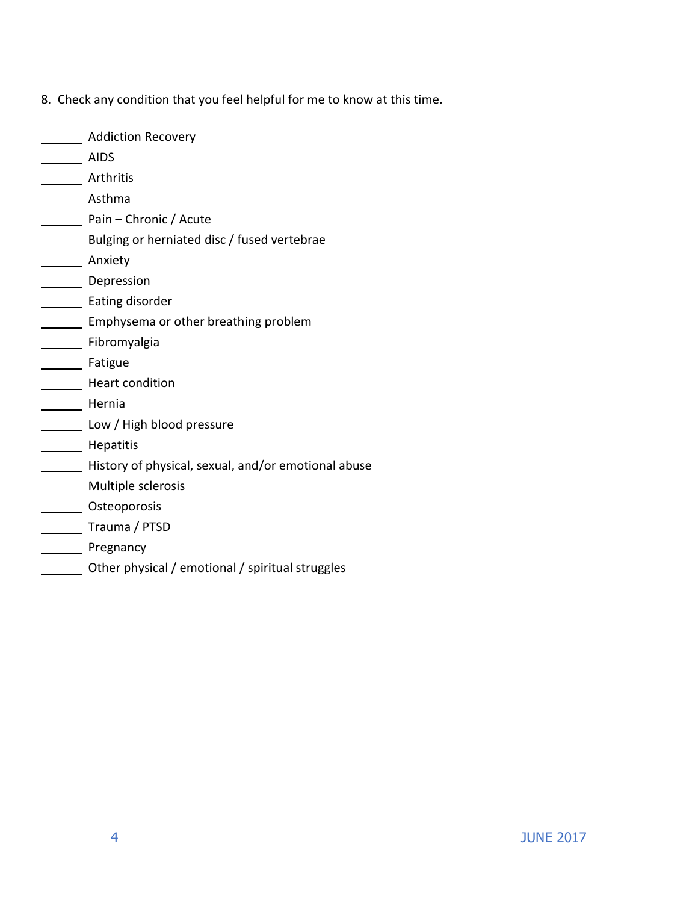8. Check any condition that you feel helpful for me to know at this time.

______ Addiction Recovery
______ AIDS
______ Arthritis
______ Asthma
______ Pain – Chronic / Acute
______ Bulging or herniated disc / fused vertebrae
______ Anxiety
______ Depression
______ Eating disorder
______ Emphysema or other breathing problem
______ Fibromyalgia
______ Fatigue
______ Heart condition
______ Hernia
______ Low / High blood pressure
______ Hepatitis
______ History of physical, sexual, and/or emotional abuse
______ Multiple sclerosis
______ Osteoporosis
______ Trauma / PTSD
______ Pregnancy
______ Other physical / emotional / spiritual struggles